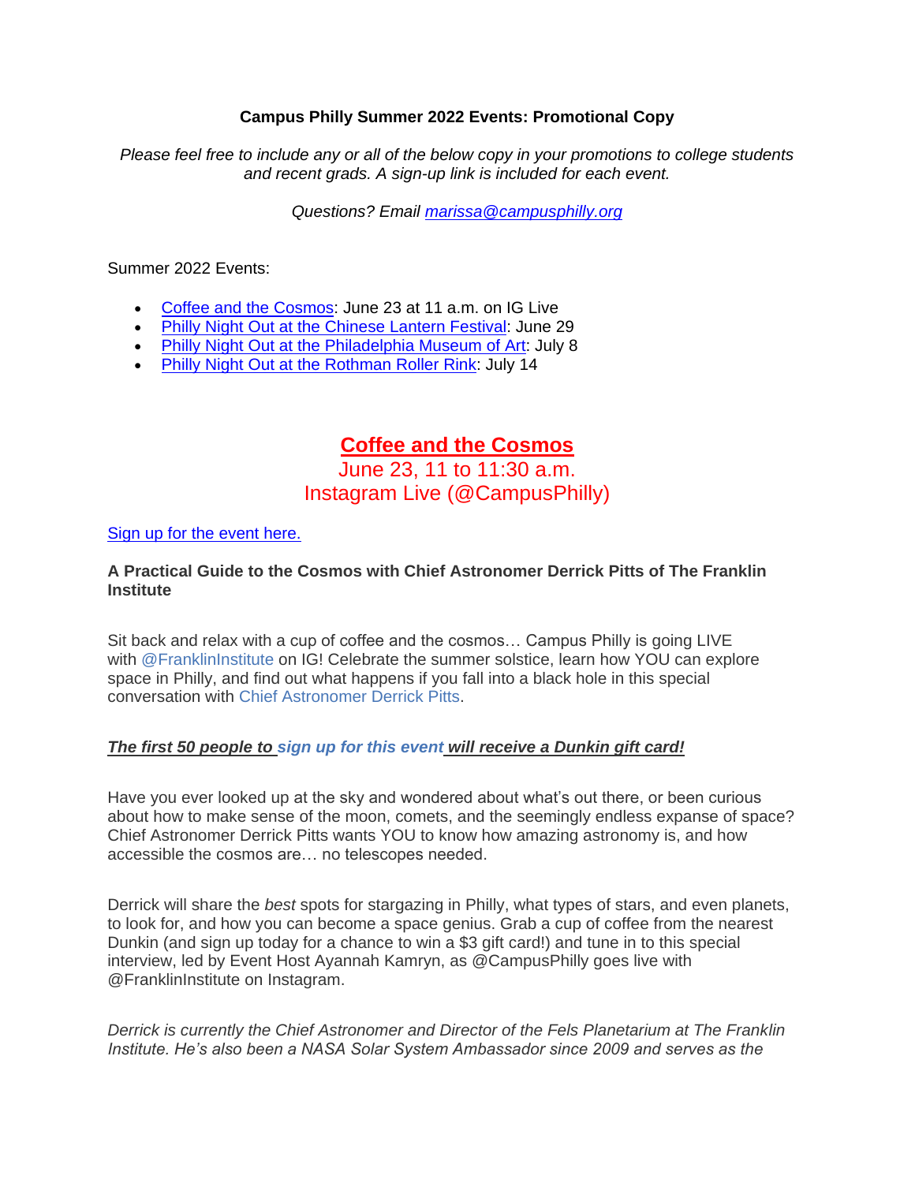**Campus Philly Summer 2022 Events: Promotional Copy**

*Please feel free to include any or all of the below copy in your promotions to college students and recent grads. A sign-up link is included for each event.*

*Questions? Email marissa@campusphilly.org*

Summer 2022 Events:

- Coffee and the Cosmos: June 23 at 11 a.m. on IG Live
- Philly Night Out at the Chinese Lantern Festival: June 29
- Philly Night Out at the Philadelphia Museum of Art: July 8
- Philly Night Out at the Rothman Roller Rink: July 14

## Coffee and the Cosmos

June 23, 11 to 11:30 a.m.
Instagram Live (@CampusPhilly)

Sign up for the event here.

**A Practical Guide to the Cosmos with Chief Astronomer Derrick Pitts of The Franklin Institute**

Sit back and relax with a cup of coffee and the cosmos… Campus Philly is going LIVE with @FranklinInstitute on IG! Celebrate the summer solstice, learn how YOU can explore space in Philly, and find out what happens if you fall into a black hole in this special conversation with Chief Astronomer Derrick Pitts.

***The first 50 people to sign up for this event will receive a Dunkin gift card!***

Have you ever looked up at the sky and wondered about what's out there, or been curious about how to make sense of the moon, comets, and the seemingly endless expanse of space? Chief Astronomer Derrick Pitts wants YOU to know how amazing astronomy is, and how accessible the cosmos are… no telescopes needed.

Derrick will share the *best* spots for stargazing in Philly, what types of stars, and even planets, to look for, and how you can become a space genius. Grab a cup of coffee from the nearest Dunkin (and sign up today for a chance to win a $3 gift card!) and tune in to this special interview, led by Event Host Ayannah Kamryn, as @CampusPhilly goes live with @FranklinInstitute on Instagram.

*Derrick is currently the Chief Astronomer and Director of the Fels Planetarium at The Franklin Institute. He's also been a NASA Solar System Ambassador since 2009 and serves as the*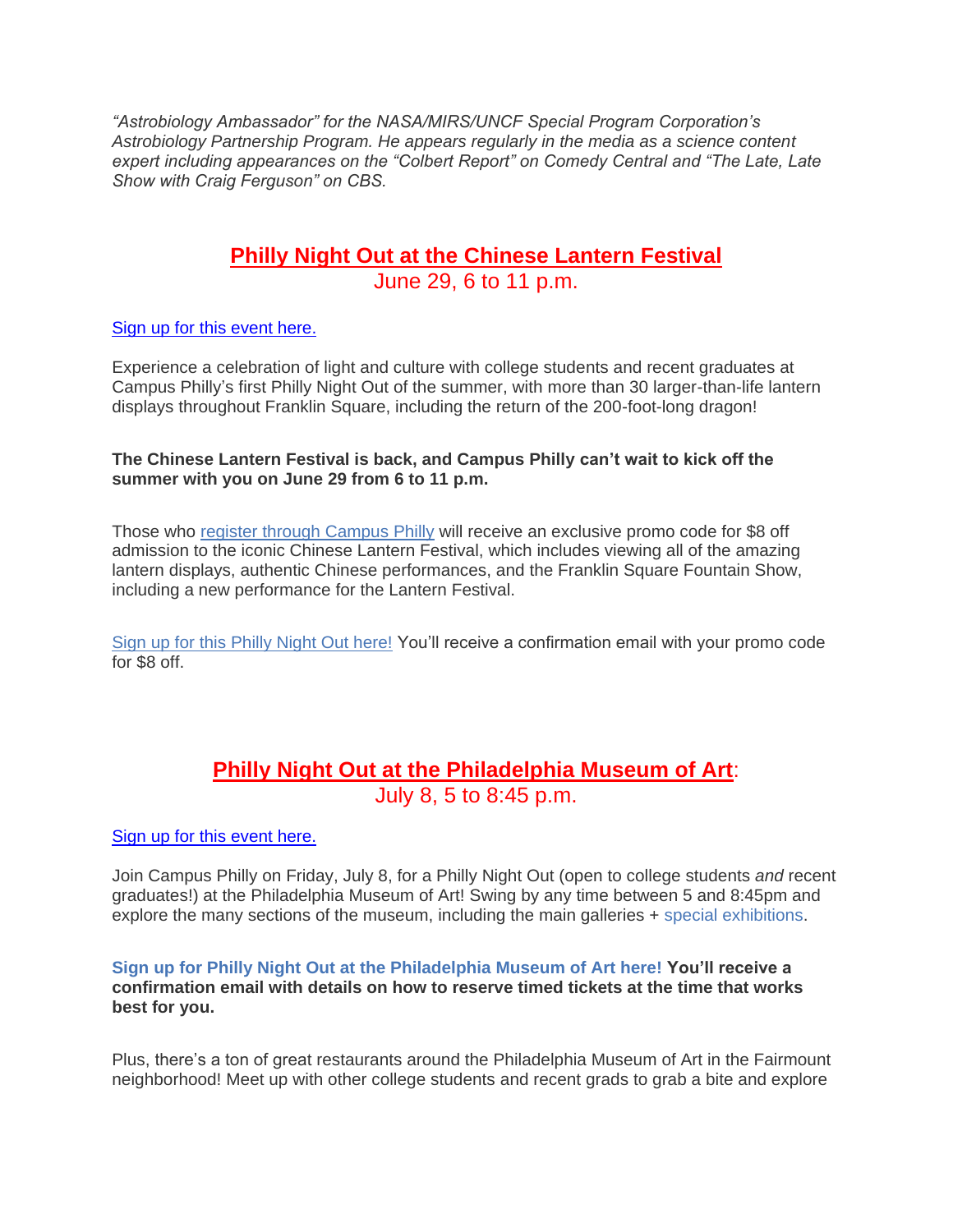*“Astrobiology Ambassador” for the NASA/MIRS/UNCF Special Program Corporation’s Astrobiology Partnership Program. He appears regularly in the media as a science content expert including appearances on the “Colbert Report” on Comedy Central and “The Late, Late Show with Craig Ferguson” on CBS.*

## Philly Night Out at the Chinese Lantern Festival

June 29, 6 to 11 p.m.

Sign up for this event here.

Experience a celebration of light and culture with college students and recent graduates at Campus Philly’s first Philly Night Out of the summer, with more than 30 larger-than-life lantern displays throughout Franklin Square, including the return of the 200-foot-long dragon!

**The Chinese Lantern Festival is back, and Campus Philly can’t wait to kick off the summer with you on June 29 from 6 to 11 p.m.**

Those who register through Campus Philly will receive an exclusive promo code for $8 off admission to the iconic Chinese Lantern Festival, which includes viewing all of the amazing lantern displays, authentic Chinese performances, and the Franklin Square Fountain Show, including a new performance for the Lantern Festival.

Sign up for this Philly Night Out here! You’ll receive a confirmation email with your promo code for $8 off.

## Philly Night Out at the Philadelphia Museum of Art:

July 8, 5 to 8:45 p.m.

Sign up for this event here.

Join Campus Philly on Friday, July 8, for a Philly Night Out (open to college students *and* recent graduates!) at the Philadelphia Museum of Art! Swing by any time between 5 and 8:45pm and explore the many sections of the museum, including the main galleries + special exhibitions.

**Sign up for Philly Night Out at the Philadelphia Museum of Art here! You’ll receive a confirmation email with details on how to reserve timed tickets at the time that works best for you.**

Plus, there’s a ton of great restaurants around the Philadelphia Museum of Art in the Fairmount neighborhood! Meet up with other college students and recent grads to grab a bite and explore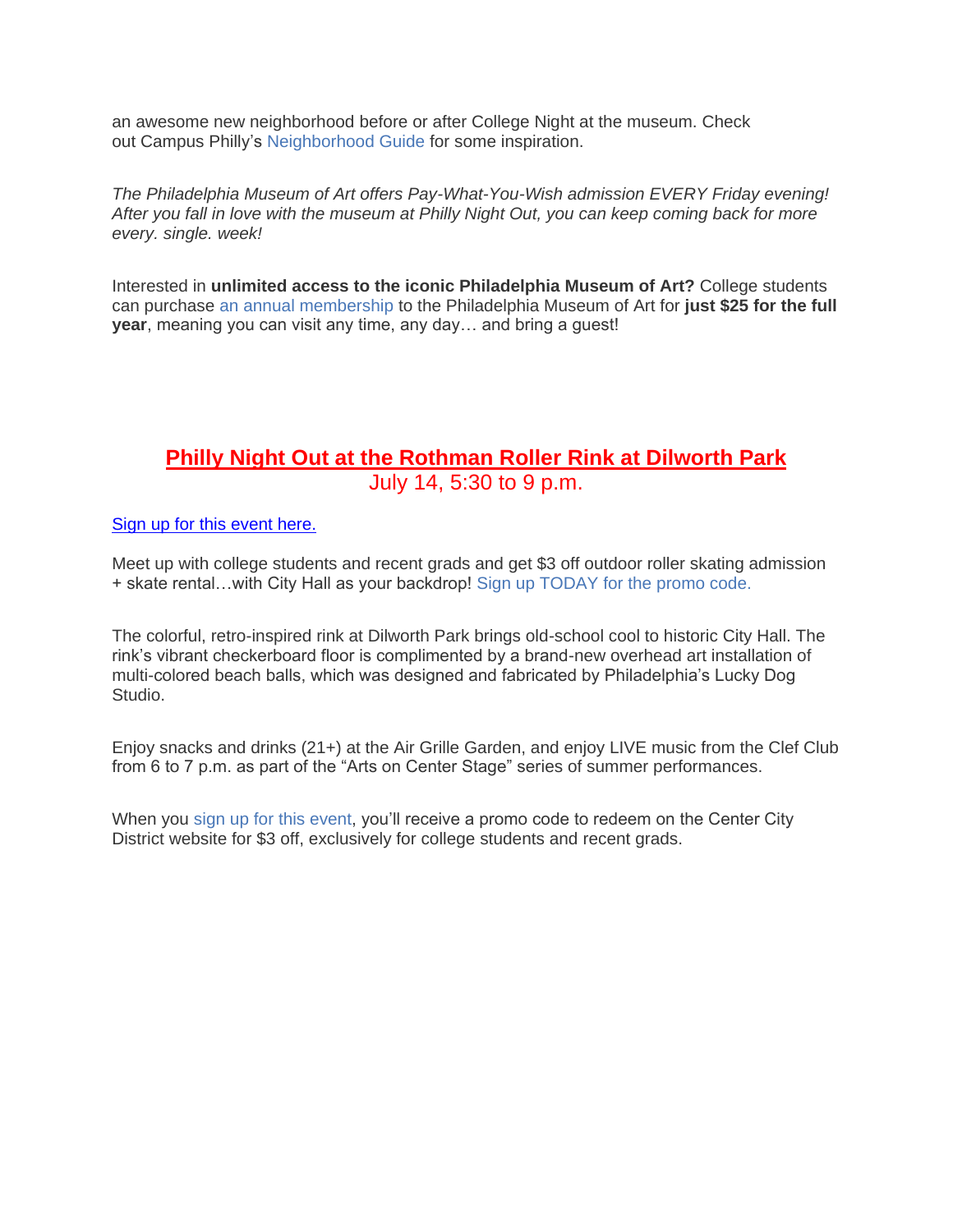an awesome new neighborhood before or after College Night at the museum. Check out Campus Philly's Neighborhood Guide for some inspiration.

*The Philadelphia Museum of Art offers Pay-What-You-Wish admission EVERY Friday evening! After you fall in love with the museum at Philly Night Out, you can keep coming back for more every. single. week!*

Interested in **unlimited access to the iconic Philadelphia Museum of Art?** College students can purchase an annual membership to the Philadelphia Museum of Art for **just $25 for the full year**, meaning you can visit any time, any day… and bring a guest!

## Philly Night Out at the Rothman Roller Rink at Dilworth Park

July 14, 5:30 to 9 p.m.

Sign up for this event here.

Meet up with college students and recent grads and get $3 off outdoor roller skating admission + skate rental…with City Hall as your backdrop! Sign up TODAY for the promo code.

The colorful, retro-inspired rink at Dilworth Park brings old-school cool to historic City Hall. The rink's vibrant checkerboard floor is complimented by a brand-new overhead art installation of multi-colored beach balls, which was designed and fabricated by Philadelphia's Lucky Dog Studio.

Enjoy snacks and drinks (21+) at the Air Grille Garden, and enjoy LIVE music from the Clef Club from 6 to 7 p.m. as part of the "Arts on Center Stage" series of summer performances.

When you sign up for this event, you'll receive a promo code to redeem on the Center City District website for $3 off, exclusively for college students and recent grads.